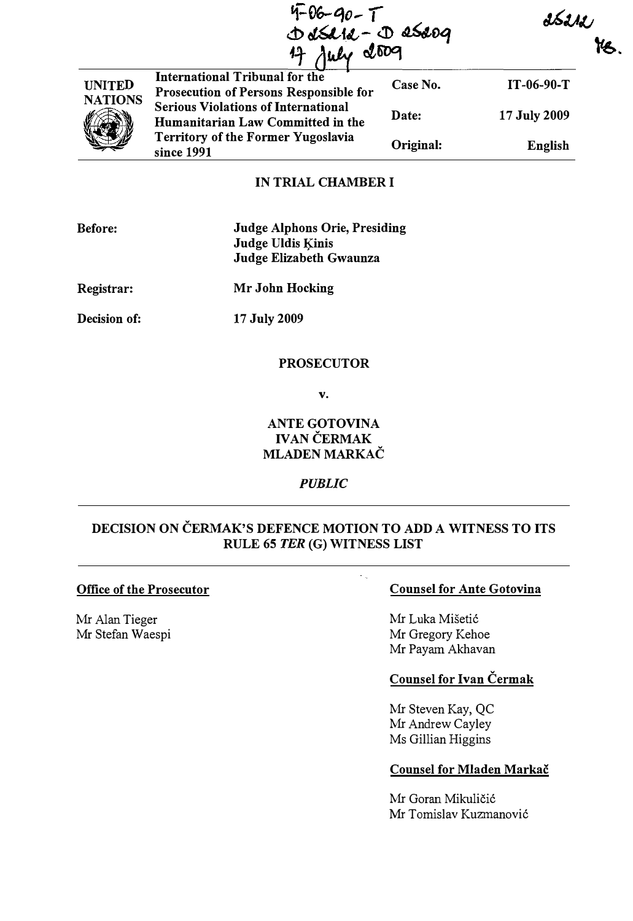IT-06-90-T
D 25212 - D 25209
17 July 2009

25212
MB.

| UNITED NATIONS | International Tribunal for the Prosecution of Persons Responsible for Serious Violations of International Humanitarian Law Committed in the Territory of the Former Yugoslavia since 1991 | Case No. | IT-06-90-T |
|---|---|---|---|
| | | Date: | 17 July 2009 |
| | | Original: | English |

**IN TRIAL CHAMBER I**

**Before:** Judge Alphons Orie, Presiding
Judge Uldis Ķinis
Judge Elizabeth Gwaunza

**Registrar:** Mr John Hocking

**Decision of:** 17 July 2009

**PROSECUTOR**

**v.**

**ANTE GOTOVINA**
**IVAN ČERMAK**
**MLADEN MARKAČ**

***PUBLIC***

**DECISION ON ČERMAK'S DEFENCE MOTION TO ADD A WITNESS TO ITS RULE 65 *TER* (G) WITNESS LIST**

**Office of the Prosecutor**

Mr Alan Tieger
Mr Stefan Waespi

**Counsel for Ante Gotovina**

Mr Luka Mišetić
Mr Gregory Kehoe
Mr Payam Akhavan

**Counsel for Ivan Čermak**

Mr Steven Kay, QC
Mr Andrew Cayley
Ms Gillian Higgins

**Counsel for Mladen Markač**

Mr Goran Mikuličić
Mr Tomislav Kuzmanović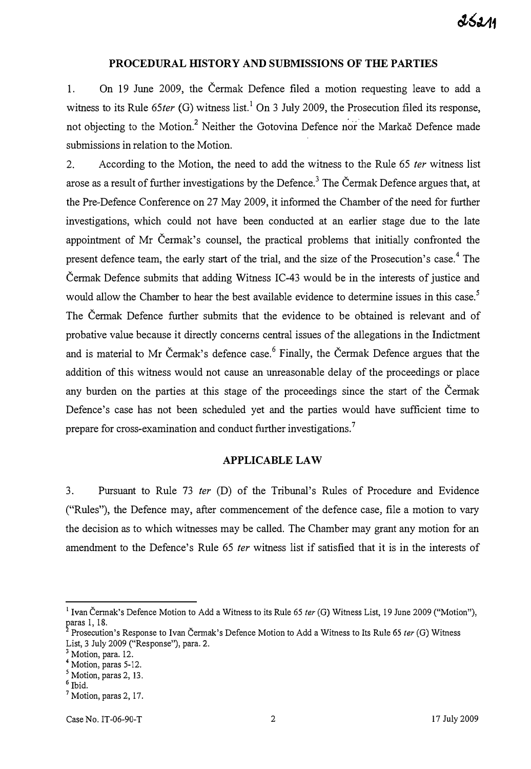## PROCEDURAL HISTORY AND SUBMISSIONS OF THE PARTIES

1. On 19 June 2009, the Čermak Defence filed a motion requesting leave to add a witness to its Rule 65*ter* (G) witness list.[1] On 3 July 2009, the Prosecution filed its response, not objecting to the Motion.[2] Neither the Gotovina Defence nor the Markač Defence made submissions in relation to the Motion.

2. According to the Motion, the need to add the witness to the Rule 65 *ter* witness list arose as a result of further investigations by the Defence.[3] The Čermak Defence argues that, at the Pre-Defence Conference on 27 May 2009, it informed the Chamber of the need for further investigations, which could not have been conducted at an earlier stage due to the late appointment of Mr Čermak's counsel, the practical problems that initially confronted the present defence team, the early start of the trial, and the size of the Prosecution's case.[4] The Čermak Defence submits that adding Witness IC-43 would be in the interests of justice and would allow the Chamber to hear the best available evidence to determine issues in this case.[5] The Čermak Defence further submits that the evidence to be obtained is relevant and of probative value because it directly concerns central issues of the allegations in the Indictment and is material to Mr Čermak's defence case.[6] Finally, the Čermak Defence argues that the addition of this witness would not cause an unreasonable delay of the proceedings or place any burden on the parties at this stage of the proceedings since the start of the Čermak Defence's case has not been scheduled yet and the parties would have sufficient time to prepare for cross-examination and conduct further investigations.[7]

## APPLICABLE LAW

3. Pursuant to Rule 73 *ter* (D) of the Tribunal's Rules of Procedure and Evidence ("Rules"), the Defence may, after commencement of the defence case, file a motion to vary the decision as to which witnesses may be called. The Chamber may grant any motion for an amendment to the Defence's Rule 65 *ter* witness list if satisfied that it is in the interests of

---

[1] Ivan Čermak's Defence Motion to Add a Witness to its Rule 65 *ter* (G) Witness List, 19 June 2009 ("Motion"), paras 1, 18.

[2] Prosecution's Response to Ivan Čermak's Defence Motion to Add a Witness to Its Rule 65 *ter* (G) Witness List, 3 July 2009 ("Response"), para. 2.

[3] Motion, para. 12.

[4] Motion, paras 5-12.

[5] Motion, paras 2, 13.

[6] Ibid.

[7] Motion, paras 2, 17.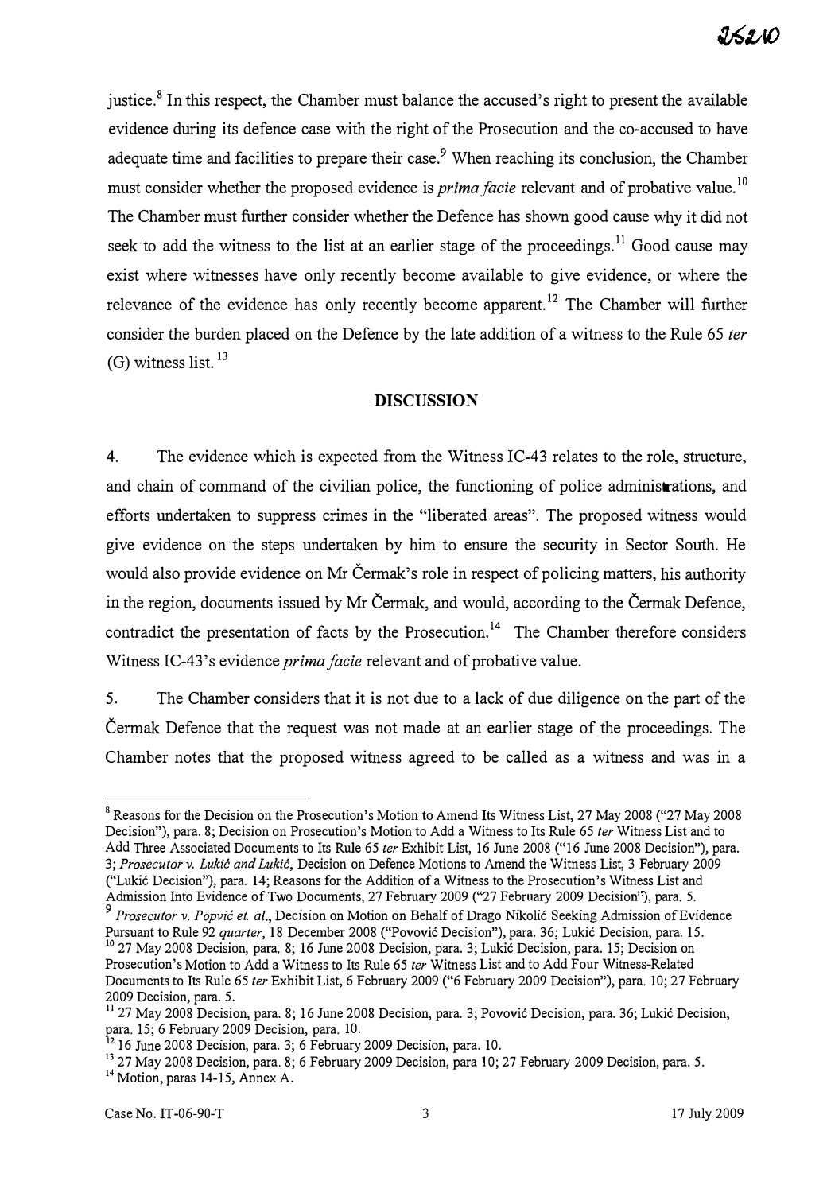justice.[8] In this respect, the Chamber must balance the accused's right to present the available evidence during its defence case with the right of the Prosecution and the co-accused to have adequate time and facilities to prepare their case.[9] When reaching its conclusion, the Chamber must consider whether the proposed evidence is *prima facie* relevant and of probative value.[10] The Chamber must further consider whether the Defence has shown good cause why it did not seek to add the witness to the list at an earlier stage of the proceedings.[11] Good cause may exist where witnesses have only recently become available to give evidence, or where the relevance of the evidence has only recently become apparent.[12] The Chamber will further consider the burden placed on the Defence by the late addition of a witness to the Rule 65 *ter* (G) witness list.[13]

## DISCUSSION

4. The evidence which is expected from the Witness IC-43 relates to the role, structure, and chain of command of the civilian police, the functioning of police administrations, and efforts undertaken to suppress crimes in the "liberated areas". The proposed witness would give evidence on the steps undertaken by him to ensure the security in Sector South. He would also provide evidence on Mr Čermak's role in respect of policing matters, his authority in the region, documents issued by Mr Čermak, and would, according to the Čermak Defence, contradict the presentation of facts by the Prosecution.[14] The Chamber therefore considers Witness IC-43's evidence *prima facie* relevant and of probative value.

5. The Chamber considers that it is not due to a lack of due diligence on the part of the Čermak Defence that the request was not made at an earlier stage of the proceedings. The Chamber notes that the proposed witness agreed to be called as a witness and was in a

---

[8] Reasons for the Decision on the Prosecution's Motion to Amend Its Witness List, 27 May 2008 ("27 May 2008 Decision"), para. 8; Decision on Prosecution's Motion to Add a Witness to Its Rule 65 *ter* Witness List and to Add Three Associated Documents to Its Rule 65 *ter* Exhibit List, 16 June 2008 ("16 June 2008 Decision"), para. 3; *Prosecutor v. Lukić and Lukić*, Decision on Defence Motions to Amend the Witness List, 3 February 2009 ("Lukić Decision"), para. 14; Reasons for the Addition of a Witness to the Prosecution's Witness List and Admission Into Evidence of Two Documents, 27 February 2009 ("27 February 2009 Decision"), para. 5.

[9] *Prosecutor v. Popvić et. al.*, Decision on Motion on Behalf of Drago Nikolić Seeking Admission of Evidence Pursuant to Rule 92 *quarter*, 18 December 2008 ("Povović Decision"), para. 36; Lukić Decision, para. 15.

[10] 27 May 2008 Decision, para. 8; 16 June 2008 Decision, para. 3; Lukić Decision, para. 15; Decision on Prosecution's Motion to Add a Witness to Its Rule 65 *ter* Witness List and to Add Four Witness-Related Documents to Its Rule 65 *ter* Exhibit List, 6 February 2009 ("6 February 2009 Decision"), para. 10; 27 February 2009 Decision, para. 5.

[11] 27 May 2008 Decision, para. 8; 16 June 2008 Decision, para. 3; Povović Decision, para. 36; Lukić Decision, para. 15; 6 February 2009 Decision, para. 10.

[12] 16 June 2008 Decision, para. 3; 6 February 2009 Decision, para. 10.

[13] 27 May 2008 Decision, para. 8; 6 February 2009 Decision, para 10; 27 February 2009 Decision, para. 5.

[14] Motion, paras 14-15, Annex A.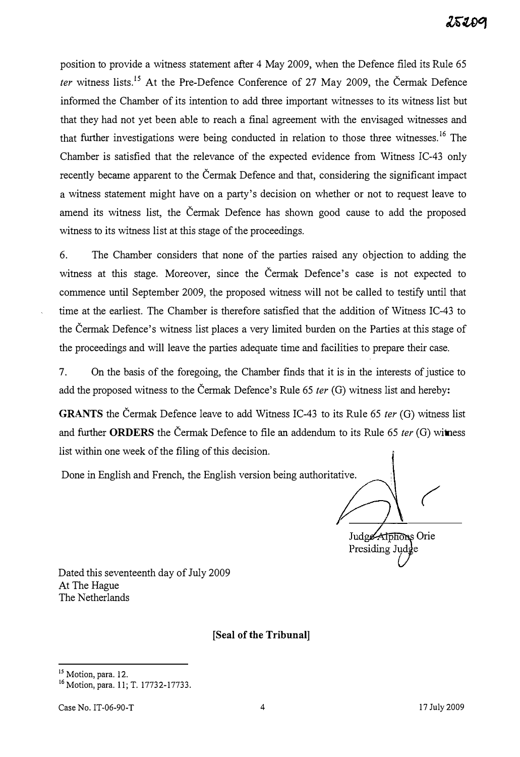position to provide a witness statement after 4 May 2009, when the Defence filed its Rule 65 *ter* witness lists.[15] At the Pre-Defence Conference of 27 May 2009, the Čermak Defence informed the Chamber of its intention to add three important witnesses to its witness list but that they had not yet been able to reach a final agreement with the envisaged witnesses and that further investigations were being conducted in relation to those three witnesses.[16] The Chamber is satisfied that the relevance of the expected evidence from Witness IC-43 only recently became apparent to the Čermak Defence and that, considering the significant impact a witness statement might have on a party's decision on whether or not to request leave to amend its witness list, the Čermak Defence has shown good cause to add the proposed witness to its witness list at this stage of the proceedings.

6. The Chamber considers that none of the parties raised any objection to adding the witness at this stage. Moreover, since the Čermak Defence's case is not expected to commence until September 2009, the proposed witness will not be called to testify until that time at the earliest. The Chamber is therefore satisfied that the addition of Witness IC-43 to the Čermak Defence's witness list places a very limited burden on the Parties at this stage of the proceedings and will leave the parties adequate time and facilities to prepare their case.

7. On the basis of the foregoing, the Chamber finds that it is in the interests of justice to add the proposed witness to the Čermak Defence's Rule 65 *ter* (G) witness list and hereby:

**GRANTS** the Čermak Defence leave to add Witness IC-43 to its Rule 65 *ter* (G) witness list and further **ORDERS** the Čermak Defence to file an addendum to its Rule 65 *ter* (G) witness list within one week of the filing of this decision.

Done in English and French, the English version being authoritative.

Judge Alphons Orie
Presiding Judge

Dated this seventeenth day of July 2009
At The Hague
The Netherlands

**[Seal of the Tribunal]**

---

[15] Motion, para. 12.

[16] Motion, para. 11; T. 17732-17733.